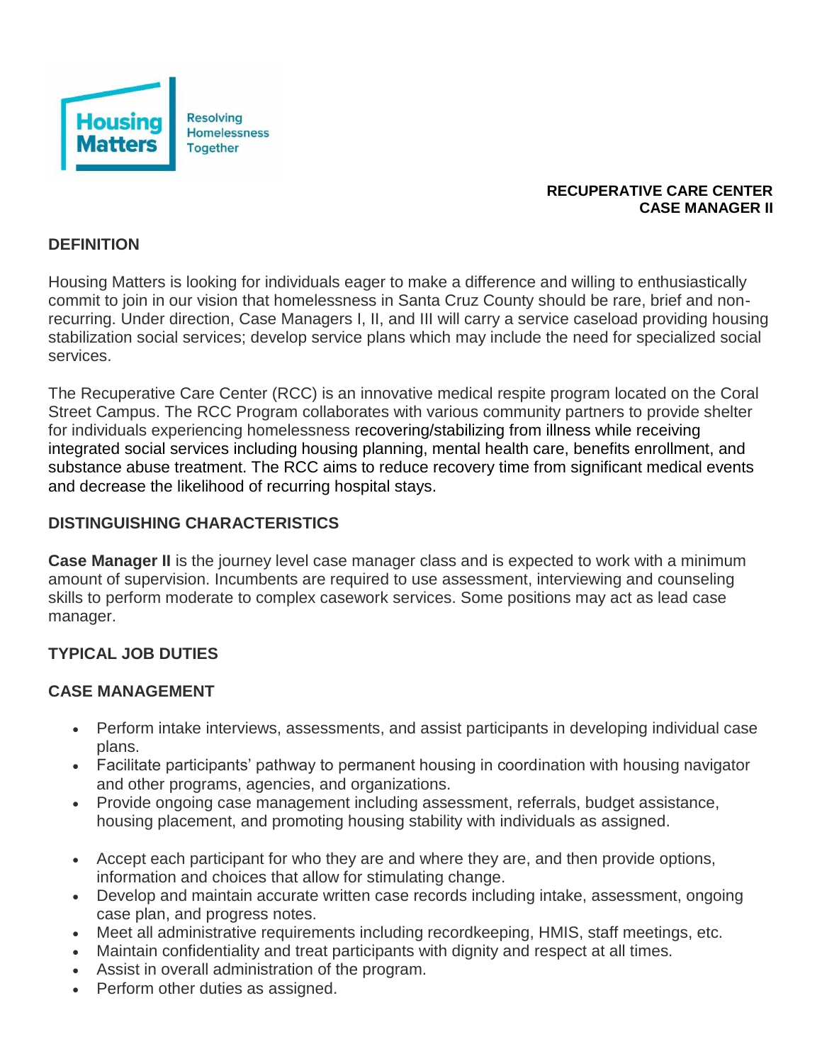Housing Matters
Resolving Homelessness Together

**RECUPERATIVE CARE CENTER**
**CASE MANAGER II**

## DEFINITION

Housing Matters is looking for individuals eager to make a difference and willing to enthusiastically commit to join in our vision that homelessness in Santa Cruz County should be rare, brief and non-recurring. Under direction, Case Managers I, II, and III will carry a service caseload providing housing stabilization social services; develop service plans which may include the need for specialized social services.

The Recuperative Care Center (RCC) is an innovative medical respite program located on the Coral Street Campus. The RCC Program collaborates with various community partners to provide shelter for individuals experiencing homelessness recovering/stabilizing from illness while receiving integrated social services including housing planning, mental health care, benefits enrollment, and substance abuse treatment. The RCC aims to reduce recovery time from significant medical events and decrease the likelihood of recurring hospital stays.

## DISTINGUISHING CHARACTERISTICS

**Case Manager II** is the journey level case manager class and is expected to work with a minimum amount of supervision. Incumbents are required to use assessment, interviewing and counseling skills to perform moderate to complex casework services. Some positions may act as lead case manager.

## TYPICAL JOB DUTIES

### CASE MANAGEMENT

- Perform intake interviews, assessments, and assist participants in developing individual case plans.
- Facilitate participants' pathway to permanent housing in coordination with housing navigator and other programs, agencies, and organizations.
- Provide ongoing case management including assessment, referrals, budget assistance, housing placement, and promoting housing stability with individuals as assigned.
- Accept each participant for who they are and where they are, and then provide options, information and choices that allow for stimulating change.
- Develop and maintain accurate written case records including intake, assessment, ongoing case plan, and progress notes.
- Meet all administrative requirements including recordkeeping, HMIS, staff meetings, etc.
- Maintain confidentiality and treat participants with dignity and respect at all times.
- Assist in overall administration of the program.
- Perform other duties as assigned.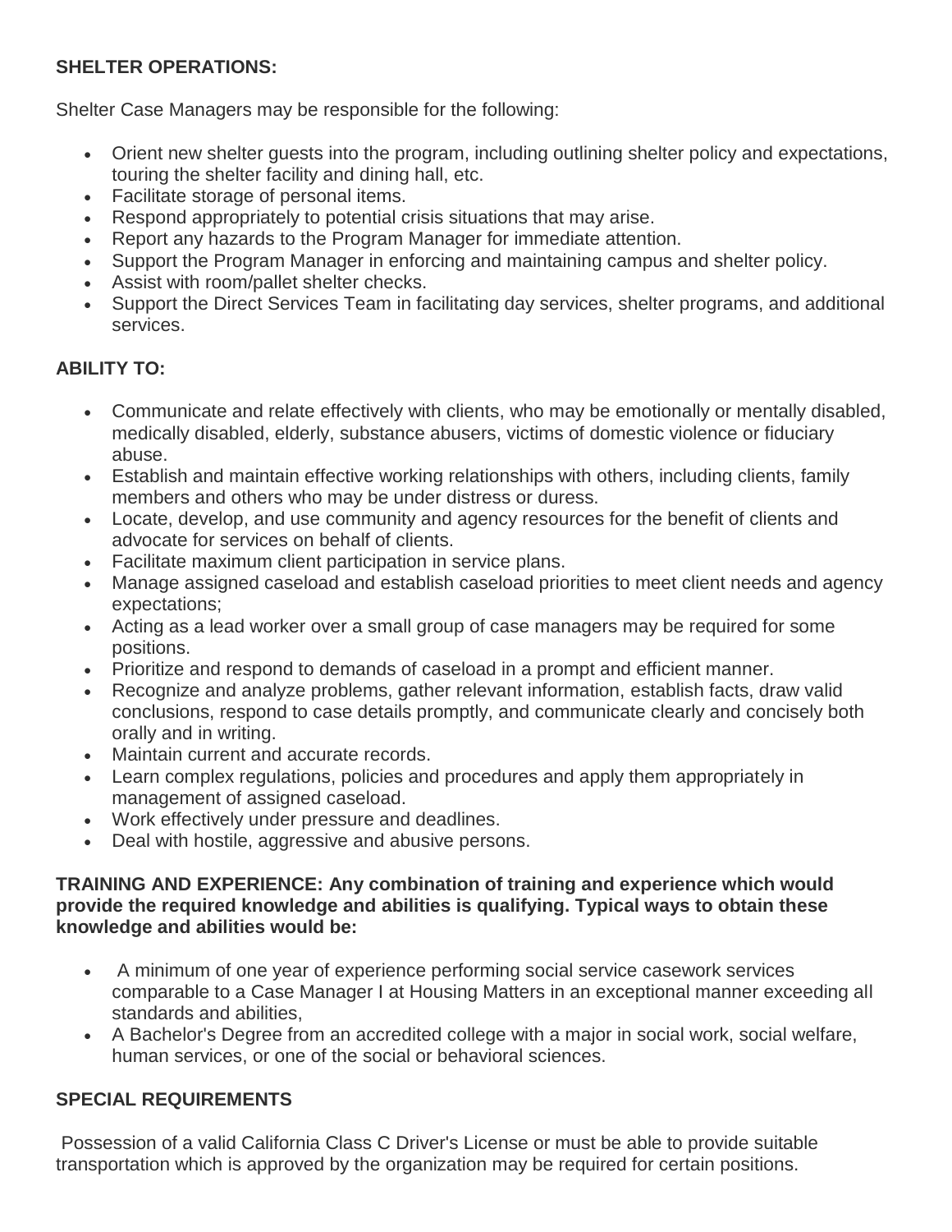**SHELTER OPERATIONS:**

Shelter Case Managers may be responsible for the following:

- Orient new shelter guests into the program, including outlining shelter policy and expectations, touring the shelter facility and dining hall, etc.
- Facilitate storage of personal items.
- Respond appropriately to potential crisis situations that may arise.
- Report any hazards to the Program Manager for immediate attention.
- Support the Program Manager in enforcing and maintaining campus and shelter policy.
- Assist with room/pallet shelter checks.
- Support the Direct Services Team in facilitating day services, shelter programs, and additional services.

**ABILITY TO:**

- Communicate and relate effectively with clients, who may be emotionally or mentally disabled, medically disabled, elderly, substance abusers, victims of domestic violence or fiduciary abuse.
- Establish and maintain effective working relationships with others, including clients, family members and others who may be under distress or duress.
- Locate, develop, and use community and agency resources for the benefit of clients and advocate for services on behalf of clients.
- Facilitate maximum client participation in service plans.
- Manage assigned caseload and establish caseload priorities to meet client needs and agency expectations;
- Acting as a lead worker over a small group of case managers may be required for some positions.
- Prioritize and respond to demands of caseload in a prompt and efficient manner.
- Recognize and analyze problems, gather relevant information, establish facts, draw valid conclusions, respond to case details promptly, and communicate clearly and concisely both orally and in writing.
- Maintain current and accurate records.
- Learn complex regulations, policies and procedures and apply them appropriately in management of assigned caseload.
- Work effectively under pressure and deadlines.
- Deal with hostile, aggressive and abusive persons.

**TRAINING AND EXPERIENCE: Any combination of training and experience which would provide the required knowledge and abilities is qualifying. Typical ways to obtain these knowledge and abilities would be:**

- A minimum of one year of experience performing social service casework services comparable to a Case Manager I at Housing Matters in an exceptional manner exceeding all standards and abilities,
- A Bachelor's Degree from an accredited college with a major in social work, social welfare, human services, or one of the social or behavioral sciences.

**SPECIAL REQUIREMENTS**

Possession of a valid California Class C Driver's License or must be able to provide suitable transportation which is approved by the organization may be required for certain positions.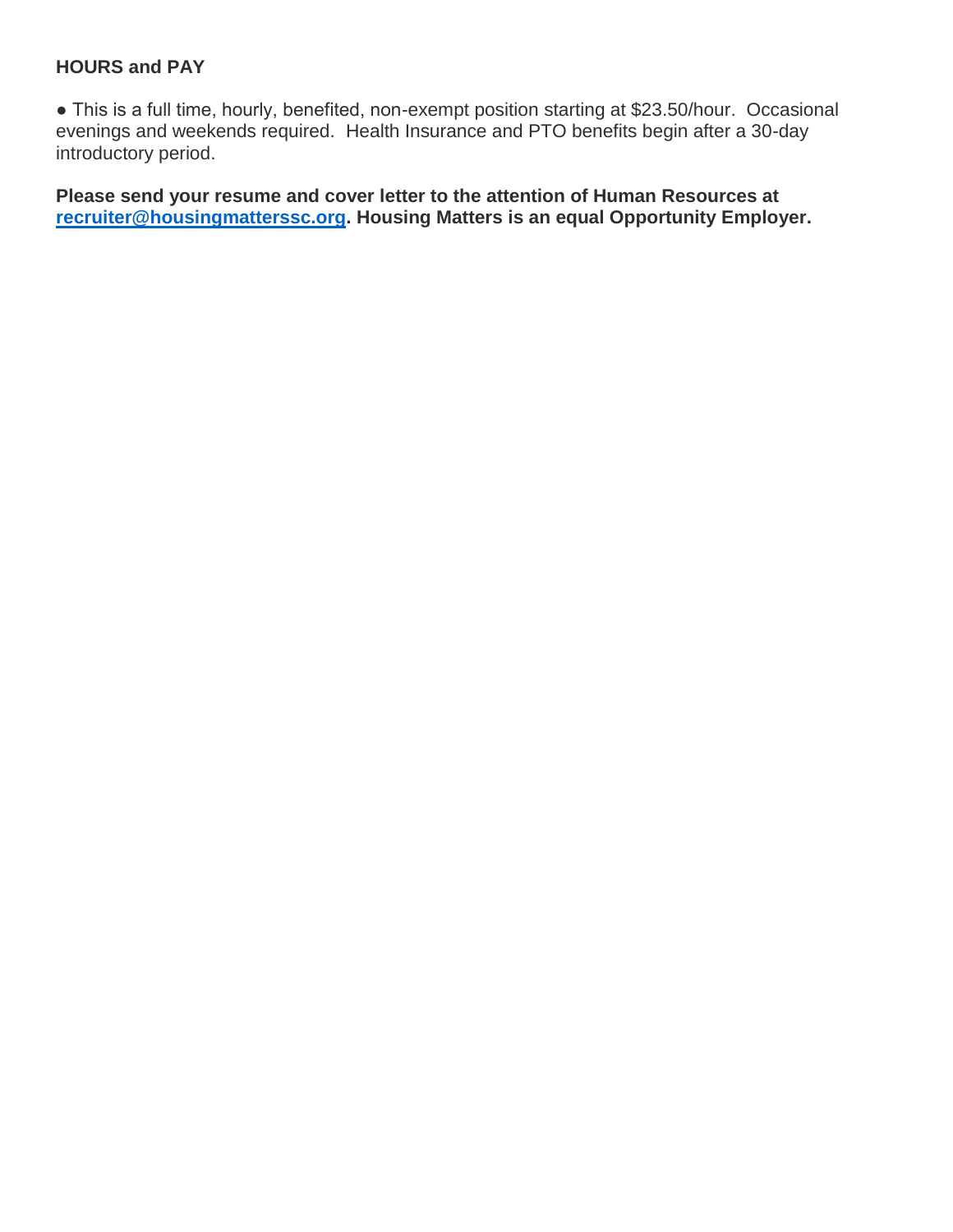**HOURS and PAY**

- This is a full time, hourly, benefited, non-exempt position starting at $23.50/hour. Occasional evenings and weekends required. Health Insurance and PTO benefits begin after a 30-day introductory period.

**Please send your resume and cover letter to the attention of Human Resources at recruiter@housingmatterssc.org. Housing Matters is an equal Opportunity Employer.**